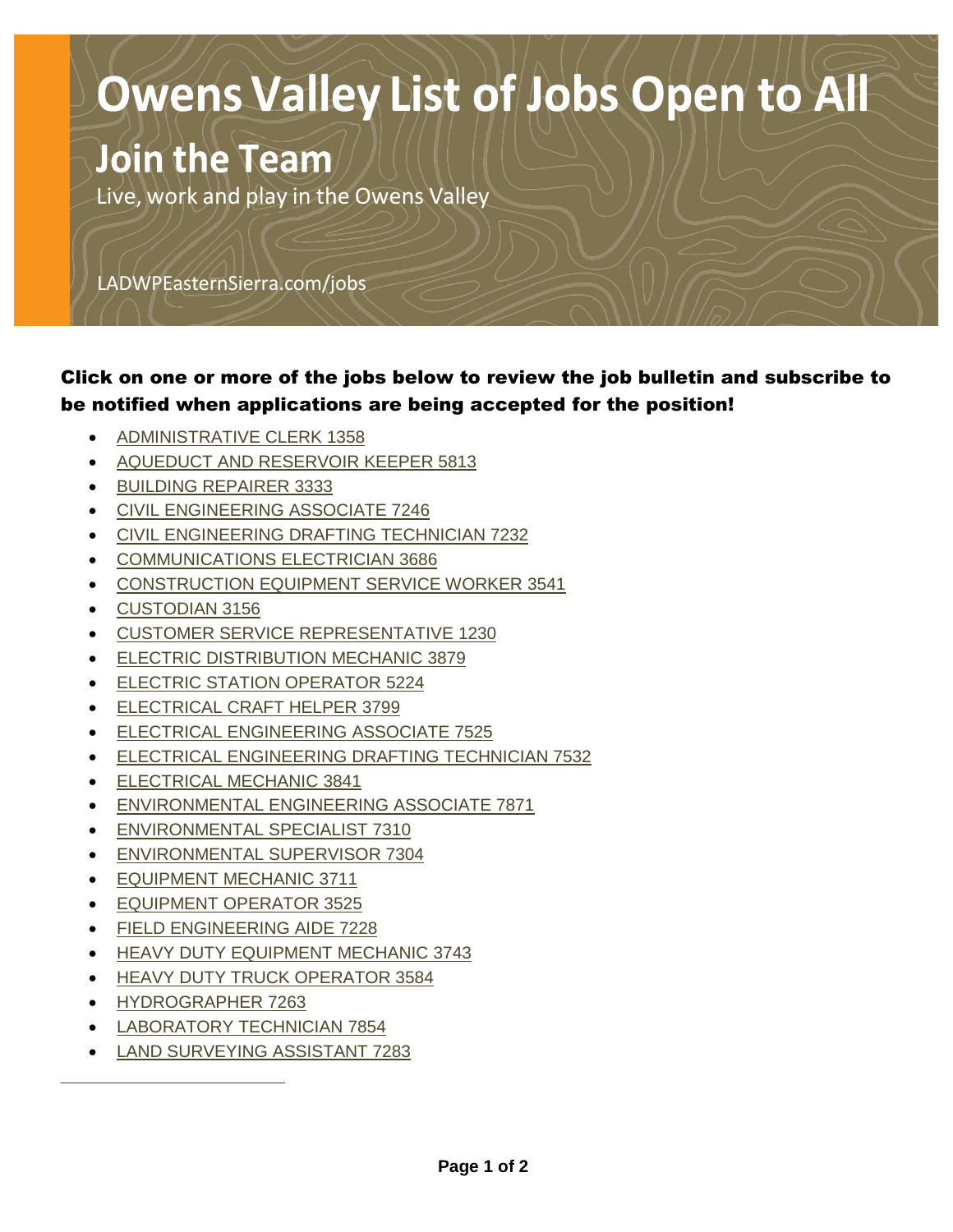# Owens Valley List of Jobs Open to All

## Join the Team

Live, work and play in the Owens Valley

LADWPEasternSierra.com/jobs

**Click on one or more of the jobs below to review the job bulletin and subscribe to be notified when applications are being accepted for the position!**

- ADMINISTRATIVE CLERK 1358
- AQUEDUCT AND RESERVOIR KEEPER 5813
- BUILDING REPAIRER 3333
- CIVIL ENGINEERING ASSOCIATE 7246
- CIVIL ENGINEERING DRAFTING TECHNICIAN 7232
- COMMUNICATIONS ELECTRICIAN 3686
- CONSTRUCTION EQUIPMENT SERVICE WORKER 3541
- CUSTODIAN 3156
- CUSTOMER SERVICE REPRESENTATIVE 1230
- ELECTRIC DISTRIBUTION MECHANIC 3879
- ELECTRIC STATION OPERATOR 5224
- ELECTRICAL CRAFT HELPER 3799
- ELECTRICAL ENGINEERING ASSOCIATE 7525
- ELECTRICAL ENGINEERING DRAFTING TECHNICIAN 7532
- ELECTRICAL MECHANIC 3841
- ENVIRONMENTAL ENGINEERING ASSOCIATE 7871
- ENVIRONMENTAL SPECIALIST 7310
- ENVIRONMENTAL SUPERVISOR 7304
- EQUIPMENT MECHANIC 3711
- EQUIPMENT OPERATOR 3525
- FIELD ENGINEERING AIDE 7228
- HEAVY DUTY EQUIPMENT MECHANIC 3743
- HEAVY DUTY TRUCK OPERATOR 3584
- HYDROGRAPHER 7263
- LABORATORY TECHNICIAN 7854
- LAND SURVEYING ASSISTANT 7283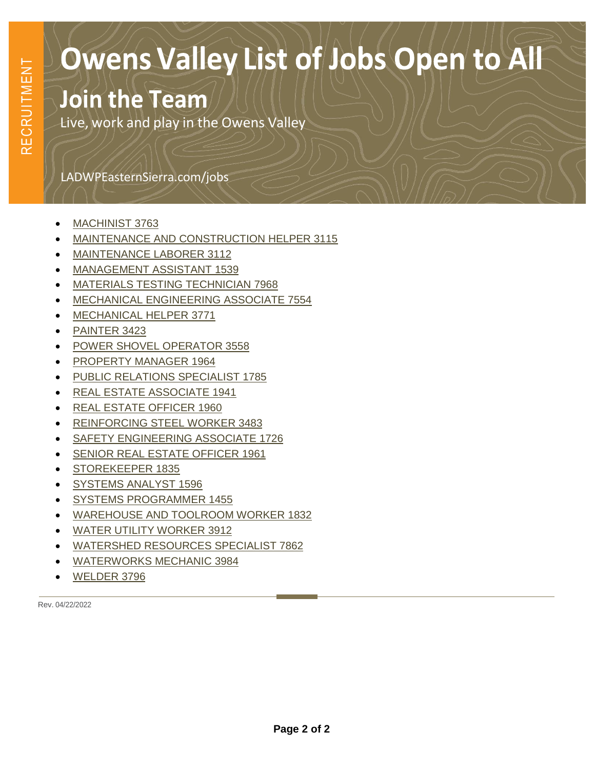RECRUITMENT

# Owens Valley List of Jobs Open to All

## Join the Team

Live, work and play in the Owens Valley

LADWPEasternSierra.com/jobs

- MACHINIST 3763
- MAINTENANCE AND CONSTRUCTION HELPER 3115
- MAINTENANCE LABORER 3112
- MANAGEMENT ASSISTANT 1539
- MATERIALS TESTING TECHNICIAN 7968
- MECHANICAL ENGINEERING ASSOCIATE 7554
- MECHANICAL HELPER 3771
- PAINTER 3423
- POWER SHOVEL OPERATOR 3558
- PROPERTY MANAGER 1964
- PUBLIC RELATIONS SPECIALIST 1785
- REAL ESTATE ASSOCIATE 1941
- REAL ESTATE OFFICER 1960
- REINFORCING STEEL WORKER 3483
- SAFETY ENGINEERING ASSOCIATE 1726
- SENIOR REAL ESTATE OFFICER 1961
- STOREKEEPER 1835
- SYSTEMS ANALYST 1596
- SYSTEMS PROGRAMMER 1455
- WAREHOUSE AND TOOLROOM WORKER 1832
- WATER UTILITY WORKER 3912
- WATERSHED RESOURCES SPECIALIST 7862
- WATERWORKS MECHANIC 3984
- WELDER 3796

Rev. 04/22/2022